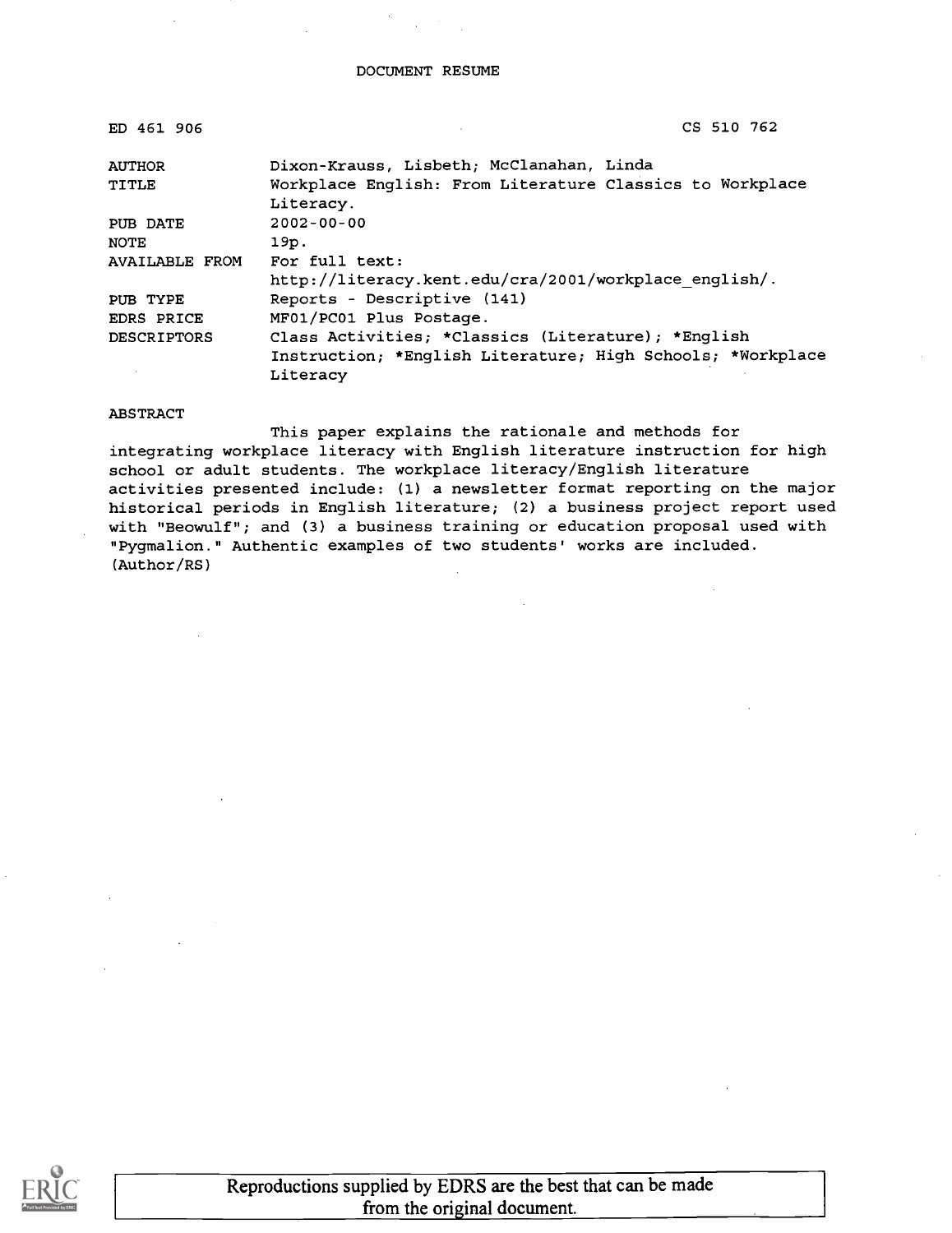DOCUMENT RESUME

| | |
|---|---|
| ED 461 906 | CS 510 762 |
| AUTHOR | Dixon-Krauss, Lisbeth; McClanahan, Linda |
| TITLE | Workplace English: From Literature Classics to Workplace Literacy. |
| PUB DATE | 2002-00-00 |
| NOTE | 19p. |
| AVAILABLE FROM | For full text: http://literacy.kent.edu/cra/2001/workplace_english/. |
| PUB TYPE | Reports - Descriptive (141) |
| EDRS PRICE | MF01/PC01 Plus Postage. |
| DESCRIPTORS | Class Activities; *Classics (Literature); *English Instruction; *English Literature; High Schools; *Workplace Literacy |

ABSTRACT

This paper explains the rationale and methods for integrating workplace literacy with English literature instruction for high school or adult students. The workplace literacy/English literature activities presented include: (1) a newsletter format reporting on the major historical periods in English literature; (2) a business project report used with "Beowulf"; and (3) a business training or education proposal used with "Pygmalion." Authentic examples of two students' works are included. (Author/RS)

Reproductions supplied by EDRS are the best that can be made from the original document.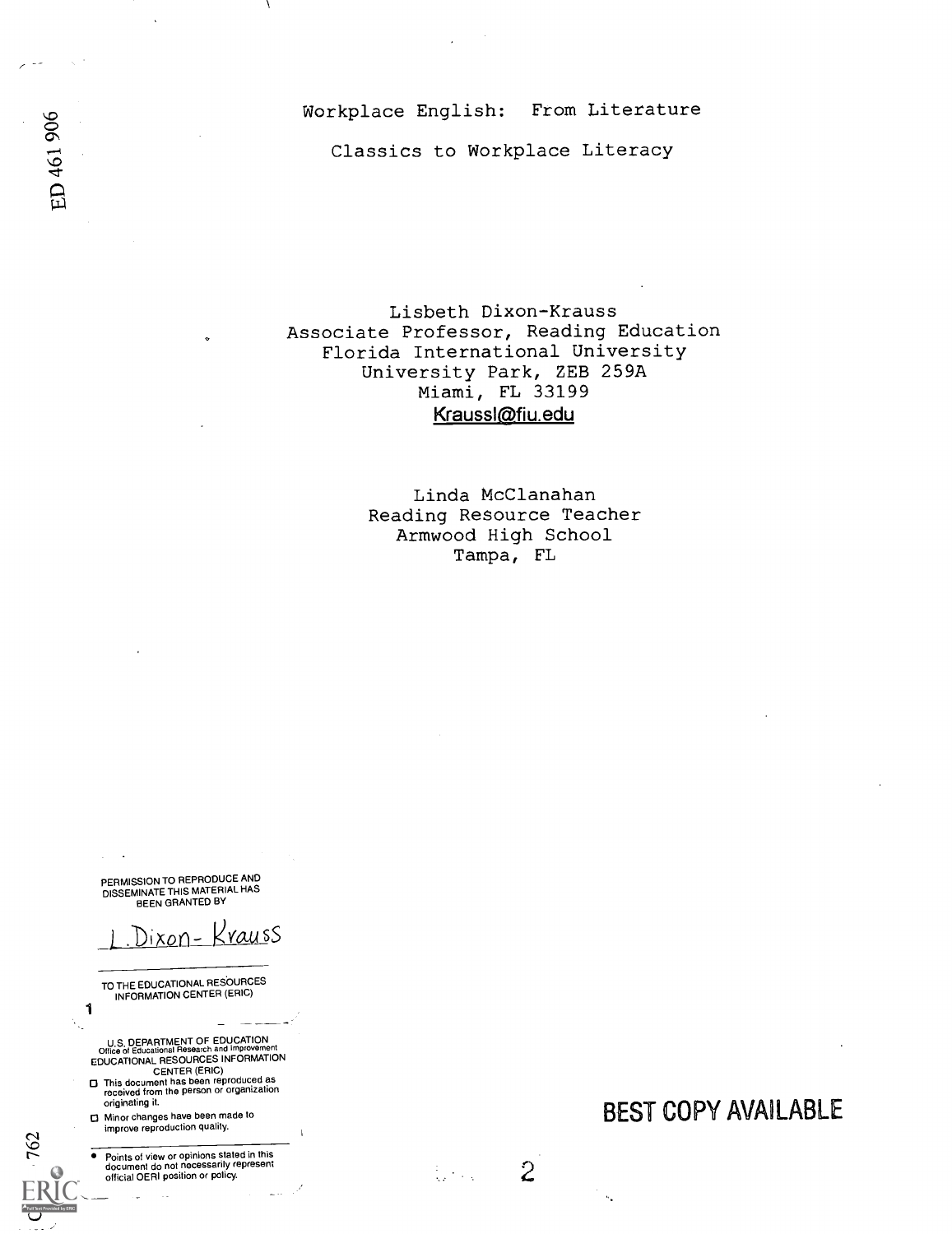# Workplace English: From Literature Classics to Workplace Literacy

Lisbeth Dixon-Krauss
Associate Professor, Reading Education
Florida International University
University Park, ZEB 259A
Miami, FL 33199
Kraussl@fiu.edu

Linda McClanahan
Reading Resource Teacher
Armwood High School
Tampa, FL

PERMISSION TO REPRODUCE AND DISSEMINATE THIS MATERIAL HAS BEEN GRANTED BY

L. Dixon-Krauss

TO THE EDUCATIONAL RESOURCES INFORMATION CENTER (ERIC)

U.S. DEPARTMENT OF EDUCATION
Office of Educational Research and Improvement
EDUCATIONAL RESOURCES INFORMATION CENTER (ERIC)

- This document has been reproduced as received from the person or organization originating it.
- Minor changes have been made to improve reproduction quality.

- Points of view or opinions stated in this document do not necessarily represent official OERI position or policy.

BEST COPY AVAILABLE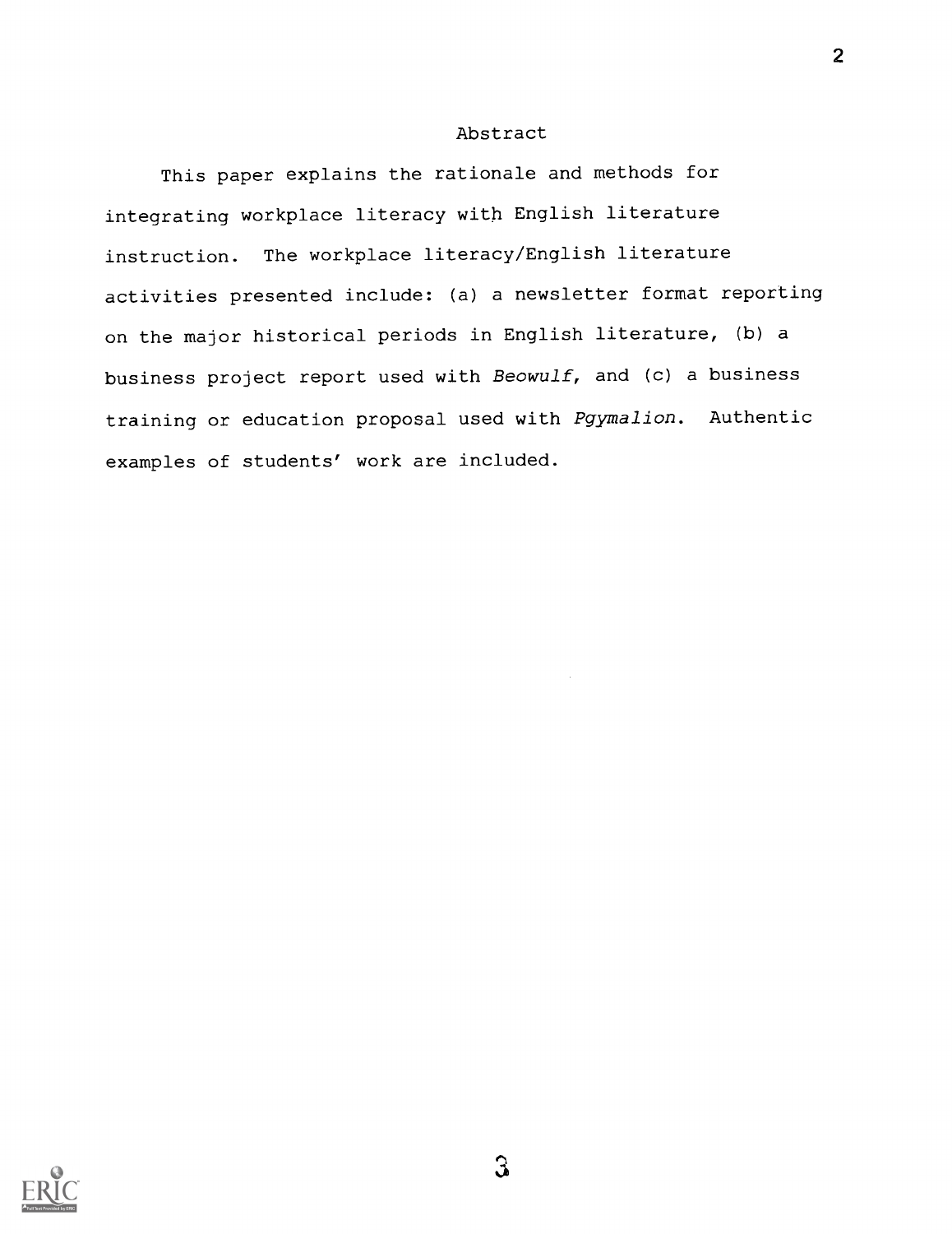# Abstract

This paper explains the rationale and methods for integrating workplace literacy with English literature instruction. The workplace literacy/English literature activities presented include: (a) a newsletter format reporting on the major historical periods in English literature, (b) a business project report used with *Beowulf*, and (c) a business training or education proposal used with *Pgymalion*. Authentic examples of students' work are included.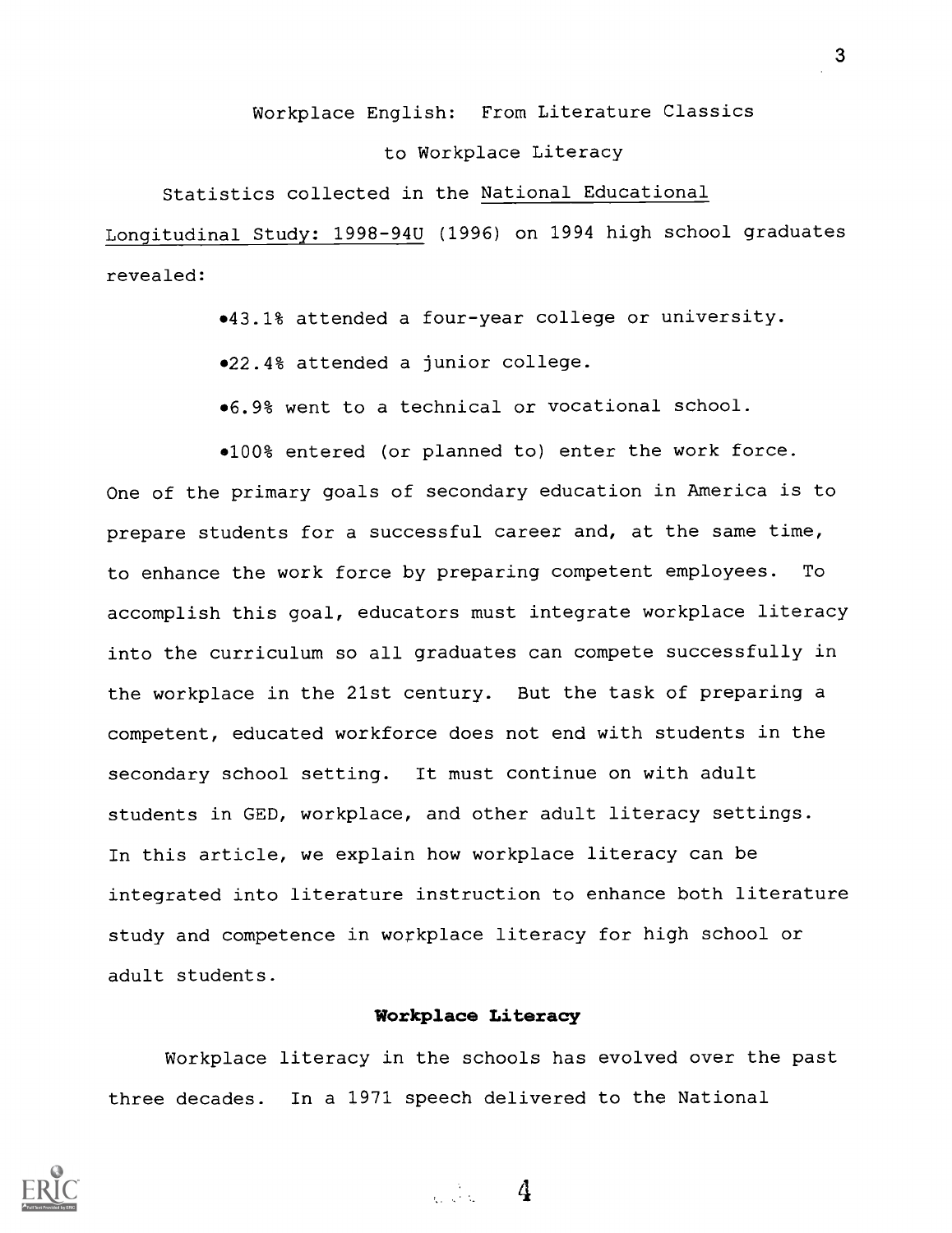Workplace English: From Literature Classics to Workplace Literacy

Statistics collected in the National Educational Longitudinal Study: 1998-94U (1996) on 1994 high school graduates revealed:

- 43.1% attended a four-year college or university.
- 22.4% attended a junior college.
- 6.9% went to a technical or vocational school.
- 100% entered (or planned to) enter the work force.

One of the primary goals of secondary education in America is to prepare students for a successful career and, at the same time, to enhance the work force by preparing competent employees. To accomplish this goal, educators must integrate workplace literacy into the curriculum so all graduates can compete successfully in the workplace in the 21st century. But the task of preparing a competent, educated workforce does not end with students in the secondary school setting. It must continue on with adult students in GED, workplace, and other adult literacy settings. In this article, we explain how workplace literacy can be integrated into literature instruction to enhance both literature study and competence in workplace literacy for high school or adult students.

## Workplace Literacy

Workplace literacy in the schools has evolved over the past three decades. In a 1971 speech delivered to the National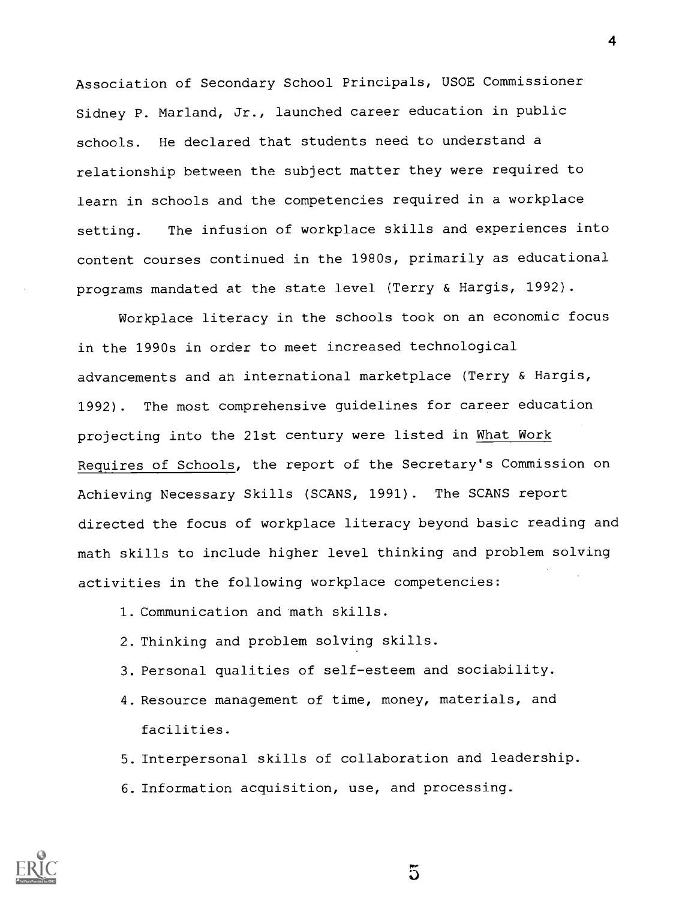Association of Secondary School Principals, USOE Commissioner Sidney P. Marland, Jr., launched career education in public schools. He declared that students need to understand a relationship between the subject matter they were required to learn in schools and the competencies required in a workplace setting. The infusion of workplace skills and experiences into content courses continued in the 1980s, primarily as educational programs mandated at the state level (Terry & Hargis, 1992).

Workplace literacy in the schools took on an economic focus in the 1990s in order to meet increased technological advancements and an international marketplace (Terry & Hargis, 1992). The most comprehensive guidelines for career education projecting into the 21st century were listed in What Work Requires of Schools, the report of the Secretary's Commission on Achieving Necessary Skills (SCANS, 1991). The SCANS report directed the focus of workplace literacy beyond basic reading and math skills to include higher level thinking and problem solving activities in the following workplace competencies:

1. Communication and math skills.
2. Thinking and problem solving skills.
3. Personal qualities of self-esteem and sociability.
4. Resource management of time, money, materials, and facilities.
5. Interpersonal skills of collaboration and leadership.
6. Information acquisition, use, and processing.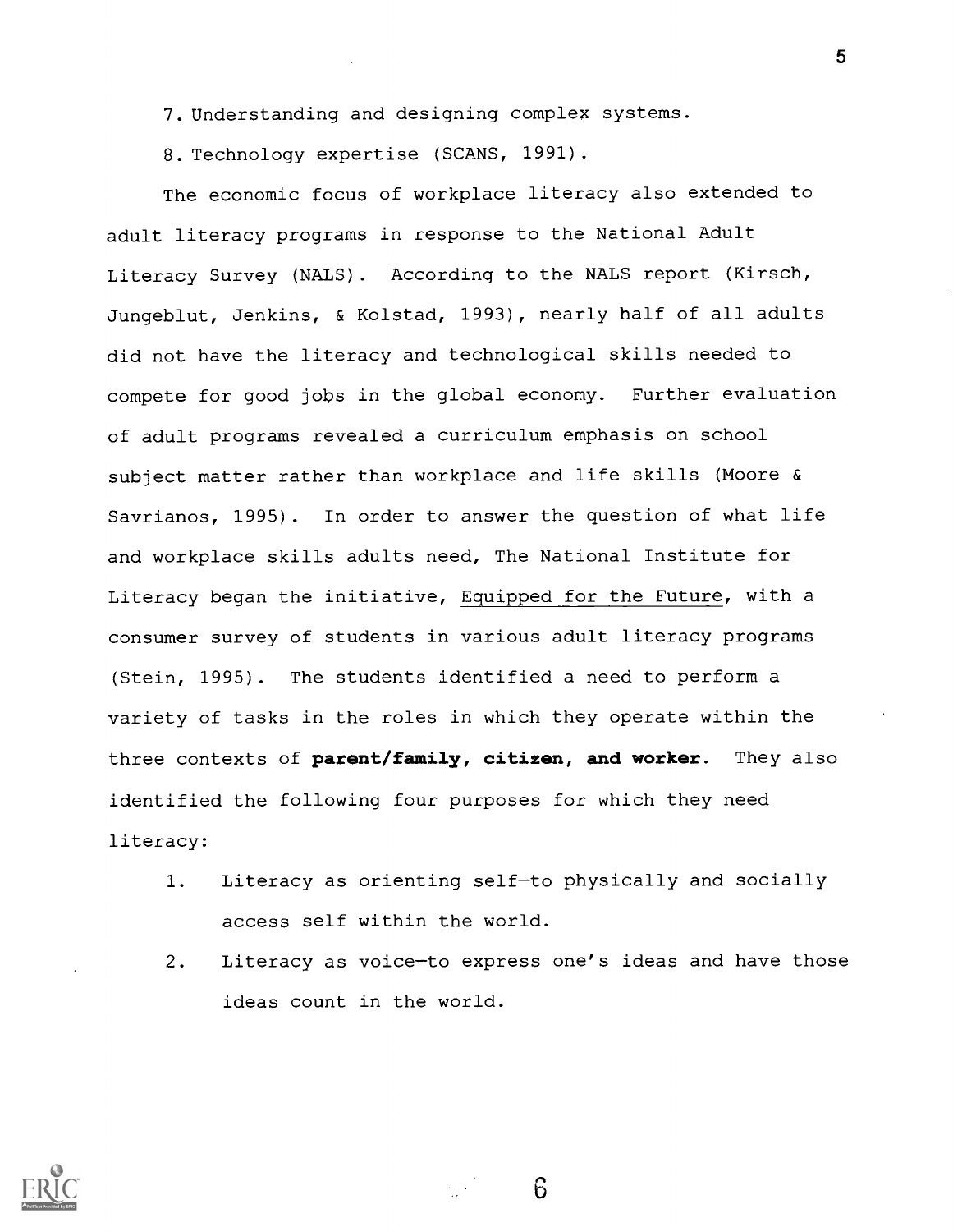7. Understanding and designing complex systems.

8. Technology expertise (SCANS, 1991).

The economic focus of workplace literacy also extended to adult literacy programs in response to the National Adult Literacy Survey (NALS). According to the NALS report (Kirsch, Jungeblut, Jenkins, & Kolstad, 1993), nearly half of all adults did not have the literacy and technological skills needed to compete for good jobs in the global economy. Further evaluation of adult programs revealed a curriculum emphasis on school subject matter rather than workplace and life skills (Moore & Savrianos, 1995). In order to answer the question of what life and workplace skills adults need, The National Institute for Literacy began the initiative, Equipped for the Future, with a consumer survey of students in various adult literacy programs (Stein, 1995). The students identified a need to perform a variety of tasks in the roles in which they operate within the three contexts of **parent/family, citizen, and worker**. They also identified the following four purposes for which they need literacy:

1. Literacy as orienting self—to physically and socially access self within the world.
2. Literacy as voice—to express one's ideas and have those ideas count in the world.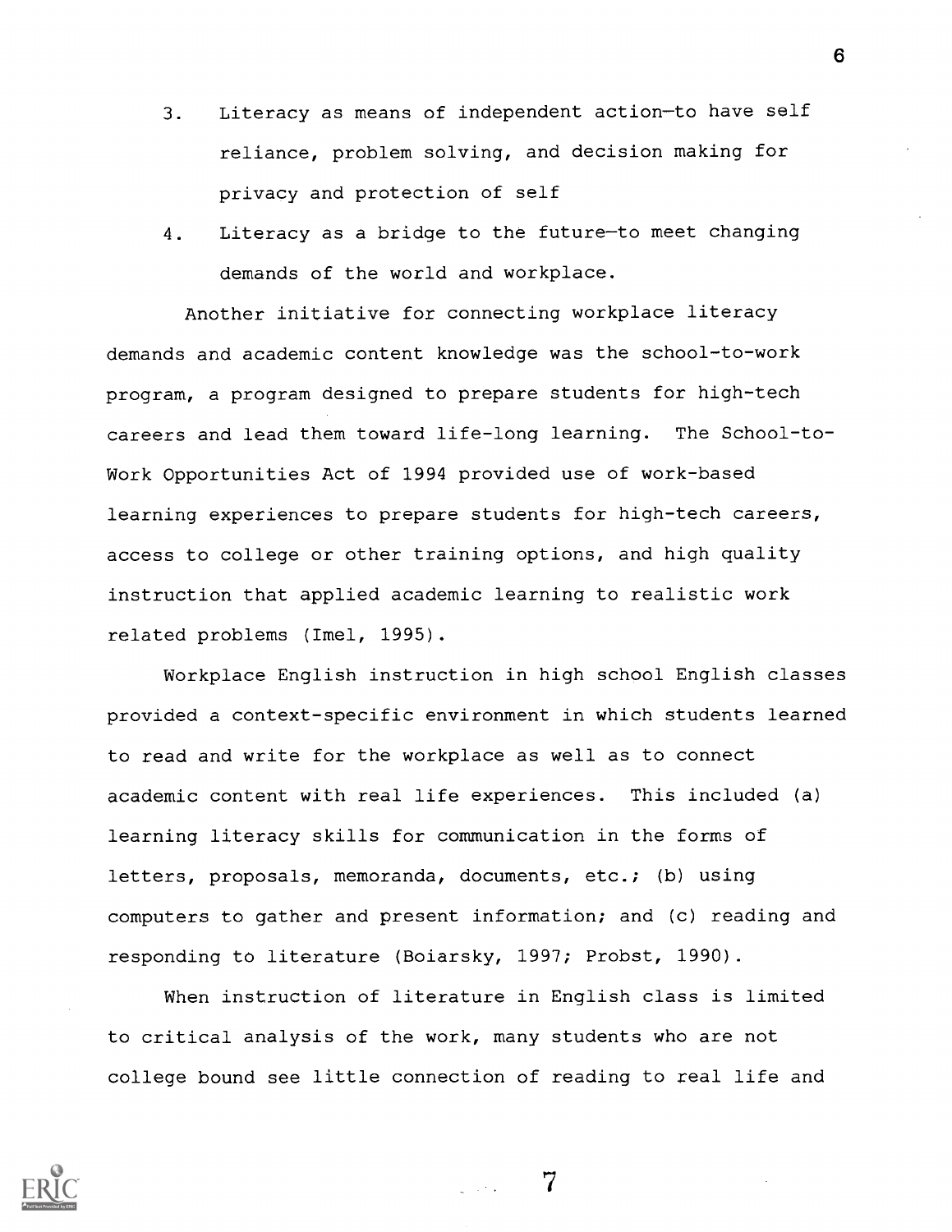3. Literacy as means of independent action—to have self reliance, problem solving, and decision making for privacy and protection of self
4. Literacy as a bridge to the future—to meet changing demands of the world and workplace.

Another initiative for connecting workplace literacy demands and academic content knowledge was the school-to-work program, a program designed to prepare students for high-tech careers and lead them toward life-long learning. The School-to-Work Opportunities Act of 1994 provided use of work-based learning experiences to prepare students for high-tech careers, access to college or other training options, and high quality instruction that applied academic learning to realistic work related problems (Imel, 1995).

Workplace English instruction in high school English classes provided a context-specific environment in which students learned to read and write for the workplace as well as to connect academic content with real life experiences. This included (a) learning literacy skills for communication in the forms of letters, proposals, memoranda, documents, etc.; (b) using computers to gather and present information; and (c) reading and responding to literature (Boiarsky, 1997; Probst, 1990).

When instruction of literature in English class is limited to critical analysis of the work, many students who are not college bound see little connection of reading to real life and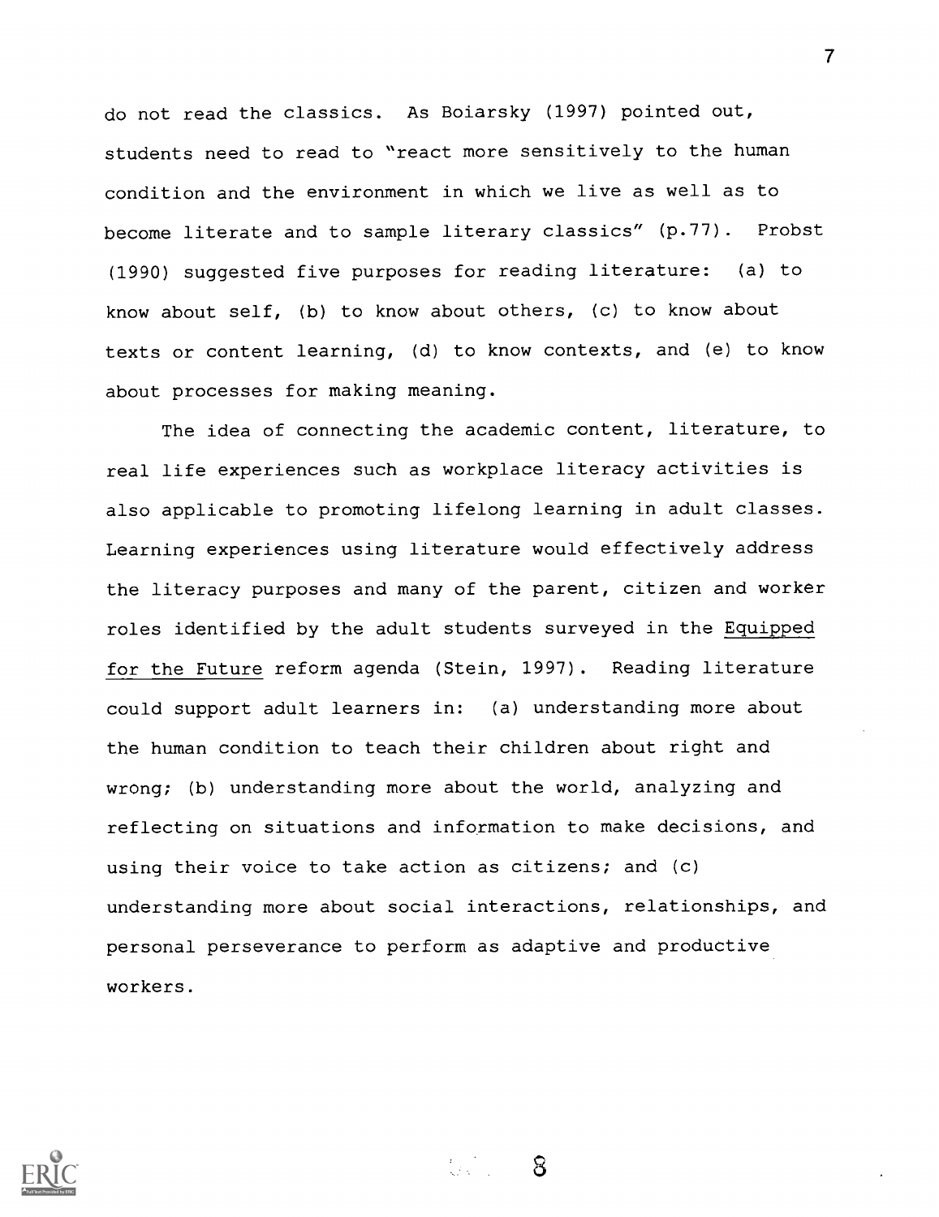do not read the classics. As Boiarsky (1997) pointed out, students need to read to "react more sensitively to the human condition and the environment in which we live as well as to become literate and to sample literary classics" (p.77). Probst (1990) suggested five purposes for reading literature: (a) to know about self, (b) to know about others, (c) to know about texts or content learning, (d) to know contexts, and (e) to know about processes for making meaning.

The idea of connecting the academic content, literature, to real life experiences such as workplace literacy activities is also applicable to promoting lifelong learning in adult classes. Learning experiences using literature would effectively address the literacy purposes and many of the parent, citizen and worker roles identified by the adult students surveyed in the Equipped for the Future reform agenda (Stein, 1997). Reading literature could support adult learners in: (a) understanding more about the human condition to teach their children about right and wrong; (b) understanding more about the world, analyzing and reflecting on situations and information to make decisions, and using their voice to take action as citizens; and (c) understanding more about social interactions, relationships, and personal perseverance to perform as adaptive and productive workers.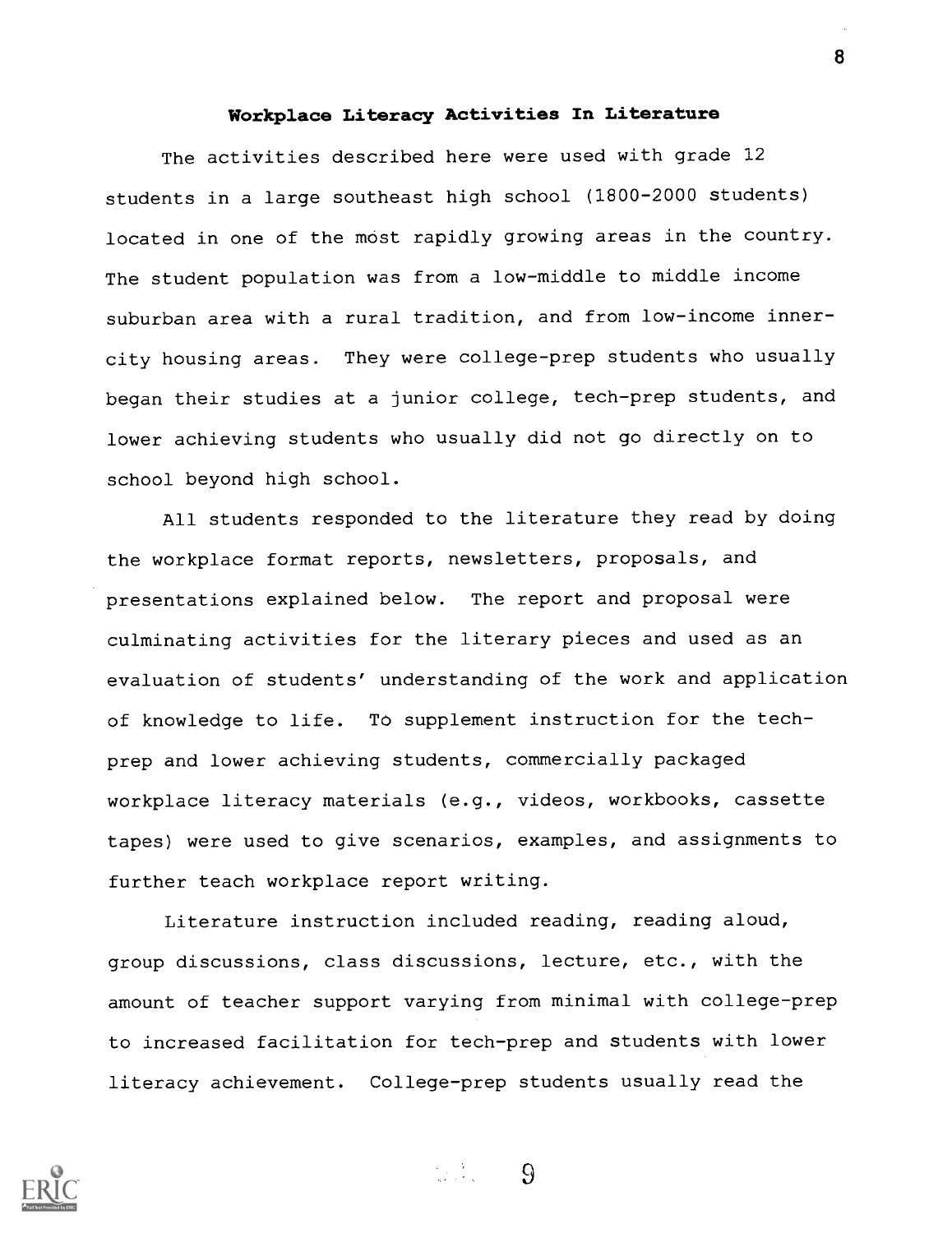## Workplace Literacy Activities In Literature

The activities described here were used with grade 12 students in a large southeast high school (1800-2000 students) located in one of the most rapidly growing areas in the country. The student population was from a low-middle to middle income suburban area with a rural tradition, and from low-income inner-city housing areas. They were college-prep students who usually began their studies at a junior college, tech-prep students, and lower achieving students who usually did not go directly on to school beyond high school.

All students responded to the literature they read by doing the workplace format reports, newsletters, proposals, and presentations explained below. The report and proposal were culminating activities for the literary pieces and used as an evaluation of students' understanding of the work and application of knowledge to life. To supplement instruction for the tech-prep and lower achieving students, commercially packaged workplace literacy materials (e.g., videos, workbooks, cassette tapes) were used to give scenarios, examples, and assignments to further teach workplace report writing.

Literature instruction included reading, reading aloud, group discussions, class discussions, lecture, etc., with the amount of teacher support varying from minimal with college-prep to increased facilitation for tech-prep and students with lower literacy achievement. College-prep students usually read the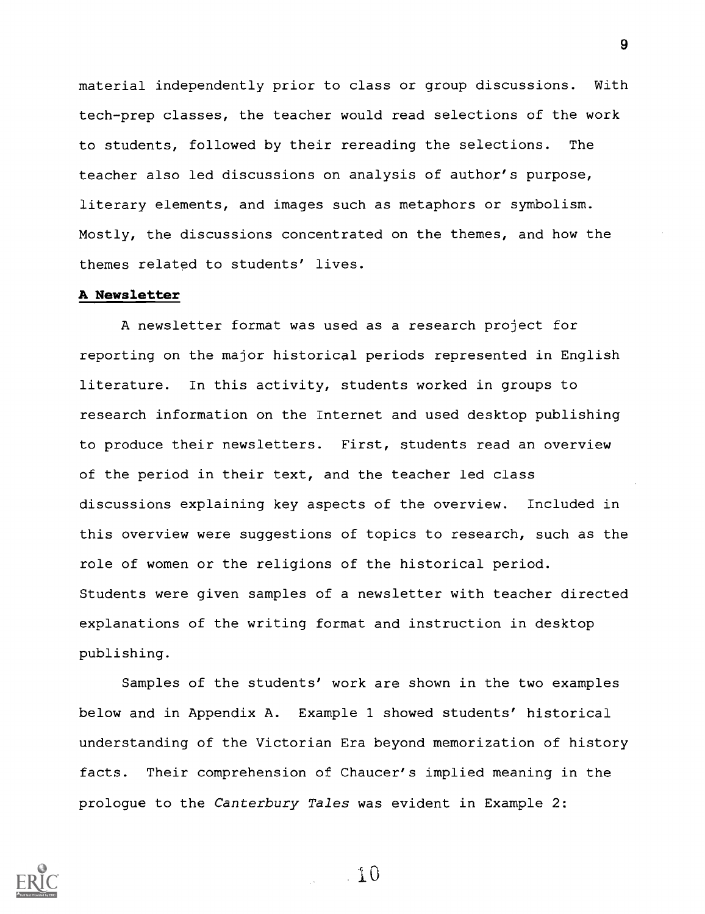material independently prior to class or group discussions. With tech-prep classes, the teacher would read selections of the work to students, followed by their rereading the selections. The teacher also led discussions on analysis of author's purpose, literary elements, and images such as metaphors or symbolism. Mostly, the discussions concentrated on the themes, and how the themes related to students' lives.

### A Newsletter

A newsletter format was used as a research project for reporting on the major historical periods represented in English literature. In this activity, students worked in groups to research information on the Internet and used desktop publishing to produce their newsletters. First, students read an overview of the period in their text, and the teacher led class discussions explaining key aspects of the overview. Included in this overview were suggestions of topics to research, such as the role of women or the religions of the historical period. Students were given samples of a newsletter with teacher directed explanations of the writing format and instruction in desktop publishing.

Samples of the students' work are shown in the two examples below and in Appendix A. Example 1 showed students' historical understanding of the Victorian Era beyond memorization of history facts. Their comprehension of Chaucer's implied meaning in the prologue to the *Canterbury Tales* was evident in Example 2: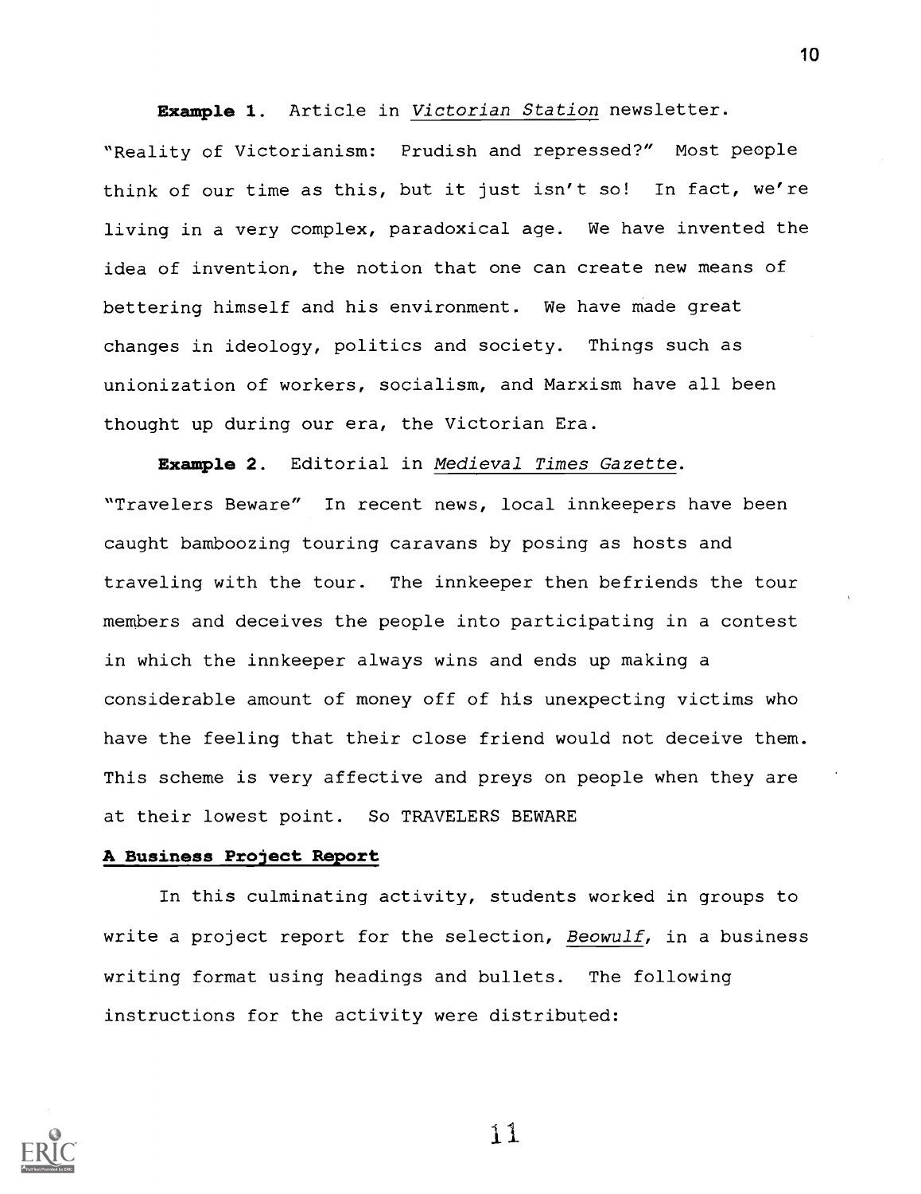**Example 1.** Article in *Victorian Station* newsletter. "Reality of Victorianism: Prudish and repressed?" Most people think of our time as this, but it just isn't so! In fact, we're living in a very complex, paradoxical age. We have invented the idea of invention, the notion that one can create new means of bettering himself and his environment. We have made great changes in ideology, politics and society. Things such as unionization of workers, socialism, and Marxism have all been thought up during our era, the Victorian Era.

**Example 2.** Editorial in *Medieval Times Gazette*. "Travelers Beware" In recent news, local innkeepers have been caught bamboozing touring caravans by posing as hosts and traveling with the tour. The innkeeper then befriends the tour members and deceives the people into participating in a contest in which the innkeeper always wins and ends up making a considerable amount of money off of his unexpecting victims who have the feeling that their close friend would not deceive them. This scheme is very affective and preys on people when they are at their lowest point. So TRAVELERS BEWARE

**A Business Project Report**

In this culminating activity, students worked in groups to write a project report for the selection, *Beowulf*, in a business writing format using headings and bullets. The following instructions for the activity were distributed: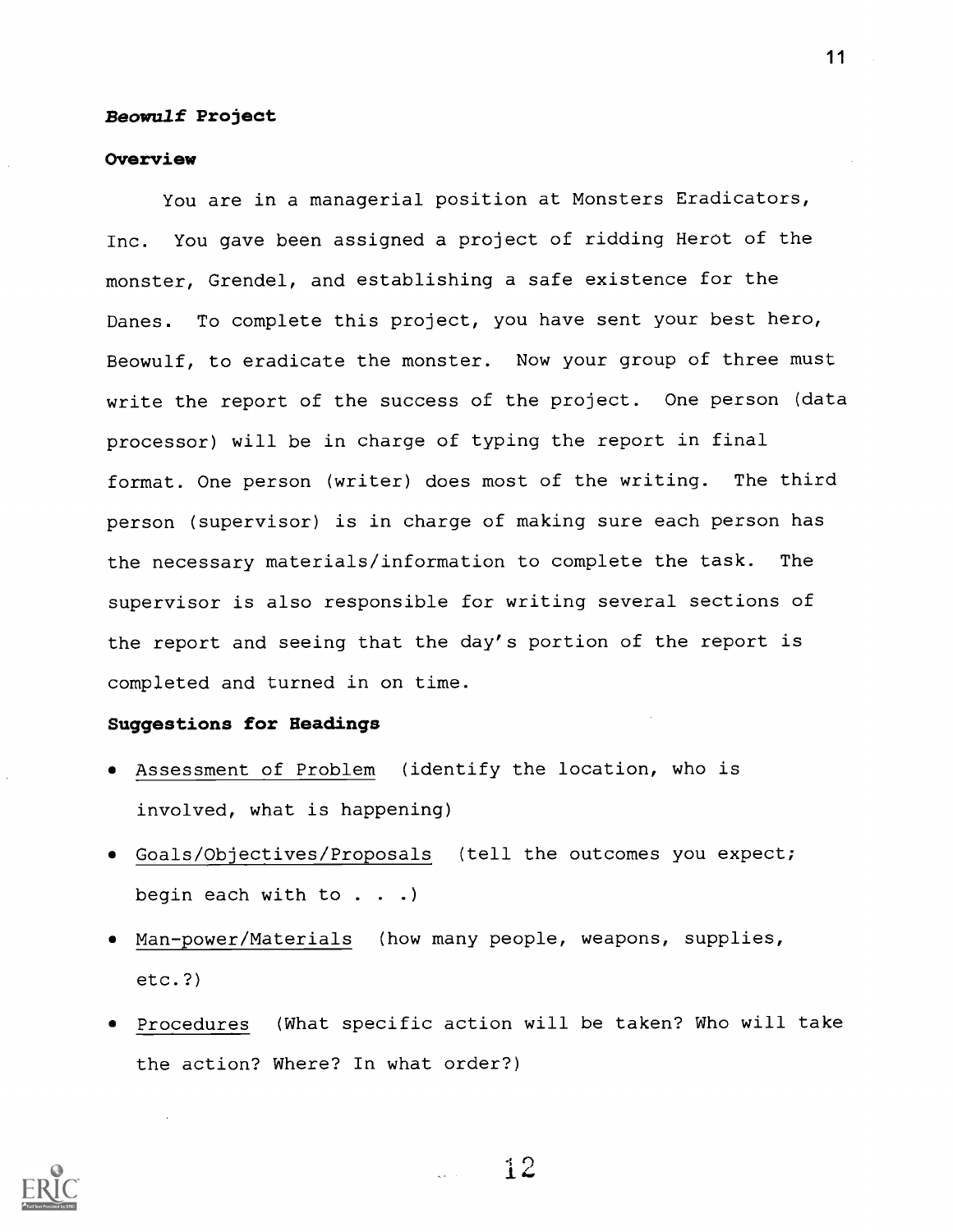**_Beowulf_ Project**

**Overview**

You are in a managerial position at Monsters Eradicators, Inc. You gave been assigned a project of ridding Herot of the monster, Grendel, and establishing a safe existence for the Danes. To complete this project, you have sent your best hero, Beowulf, to eradicate the monster. Now your group of three must write the report of the success of the project. One person (data processor) will be in charge of typing the report in final format. One person (writer) does most of the writing. The third person (supervisor) is in charge of making sure each person has the necessary materials/information to complete the task. The supervisor is also responsible for writing several sections of the report and seeing that the day's portion of the report is completed and turned in on time.

**Suggestions for Headings**

- Assessment of Problem (identify the location, who is involved, what is happening)
- Goals/Objectives/Proposals (tell the outcomes you expect; begin each with to . . .)
- Man-power/Materials (how many people, weapons, supplies, etc.?)
- Procedures (What specific action will be taken? Who will take the action? Where? In what order?)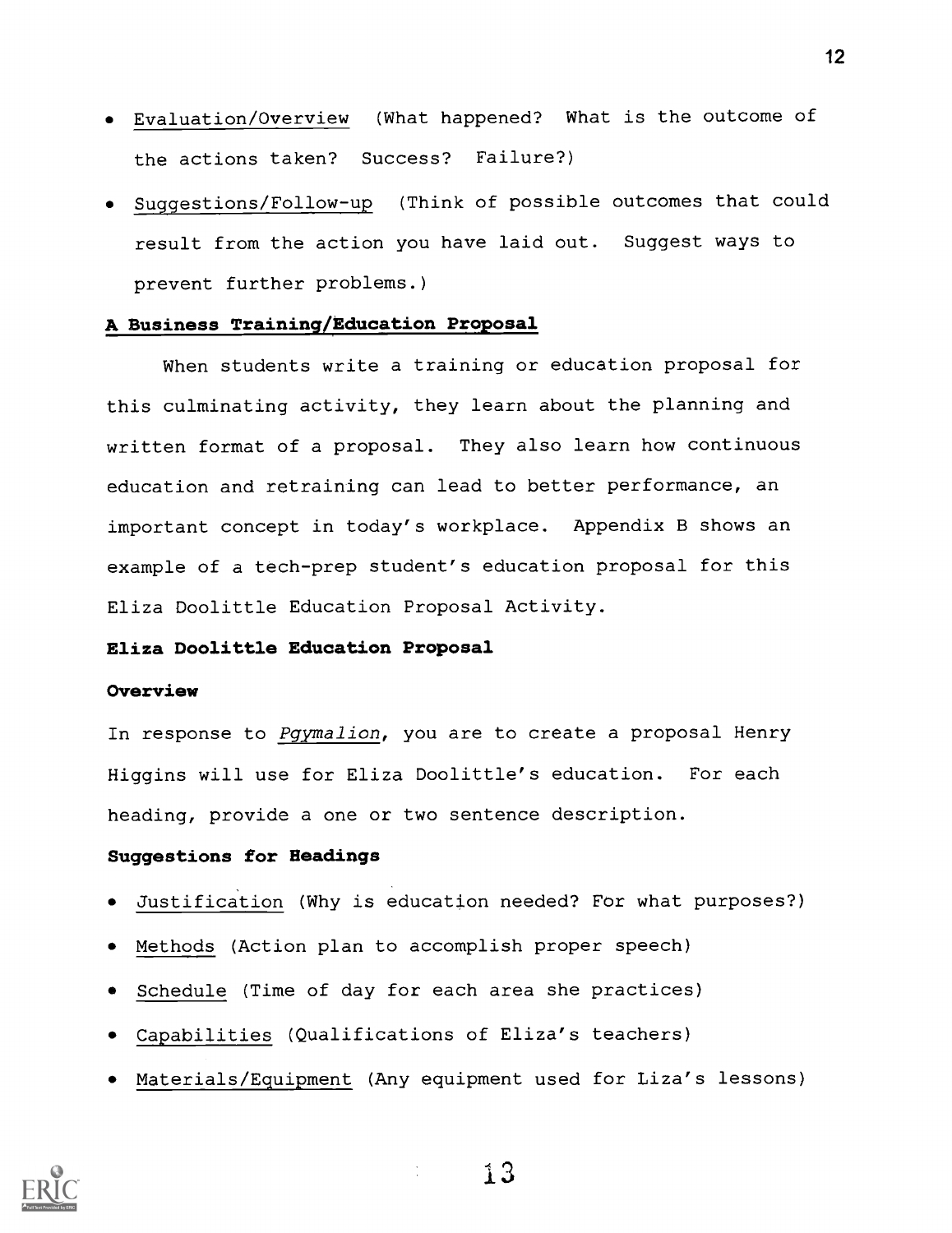- Evaluation/Overview (What happened? What is the outcome of the actions taken? Success? Failure?)
- Suggestions/Follow-up (Think of possible outcomes that could result from the action you have laid out. Suggest ways to prevent further problems.)

**A Business Training/Education Proposal**

When students write a training or education proposal for this culminating activity, they learn about the planning and written format of a proposal. They also learn how continuous education and retraining can lead to better performance, an important concept in today's workplace. Appendix B shows an example of a tech-prep student's education proposal for this Eliza Doolittle Education Proposal Activity.

**Eliza Doolittle Education Proposal**

**Overview**

In response to *Pgymalion*, you are to create a proposal Henry Higgins will use for Eliza Doolittle's education. For each heading, provide a one or two sentence description.

**Suggestions for Headings**

- Justification (Why is education needed? For what purposes?)
- Methods (Action plan to accomplish proper speech)
- Schedule (Time of day for each area she practices)
- Capabilities (Qualifications of Eliza's teachers)
- Materials/Equipment (Any equipment used for Liza's lessons)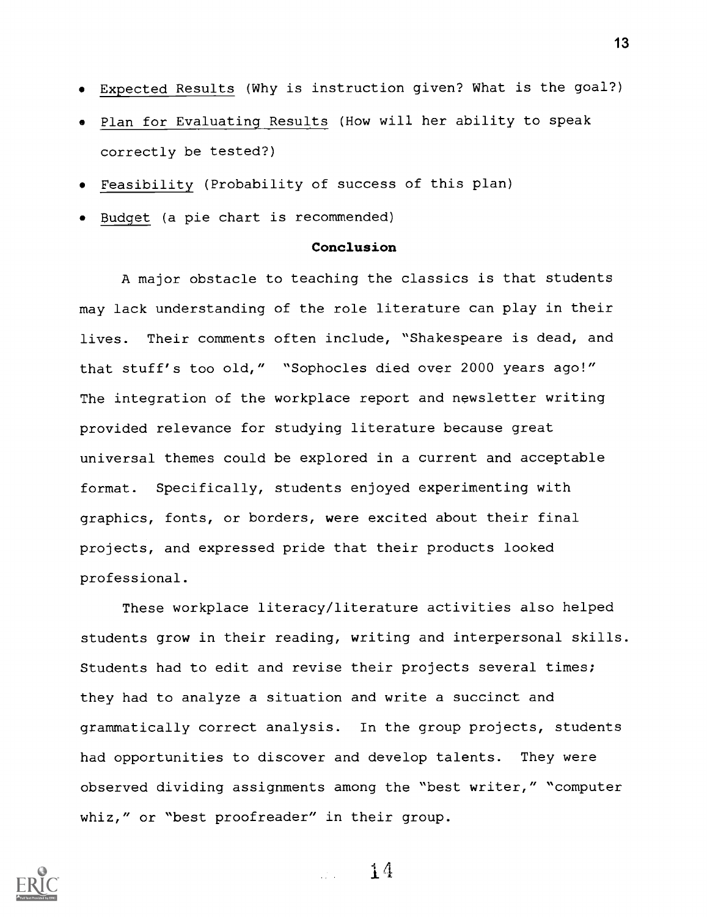- Expected Results (Why is instruction given? What is the goal?)
- Plan for Evaluating Results (How will her ability to speak correctly be tested?)
- Feasibility (Probability of success of this plan)
- Budget (a pie chart is recommended)

**Conclusion**

A major obstacle to teaching the classics is that students may lack understanding of the role literature can play in their lives. Their comments often include, "Shakespeare is dead, and that stuff's too old," "Sophocles died over 2000 years ago!" The integration of the workplace report and newsletter writing provided relevance for studying literature because great universal themes could be explored in a current and acceptable format. Specifically, students enjoyed experimenting with graphics, fonts, or borders, were excited about their final projects, and expressed pride that their products looked professional.

These workplace literacy/literature activities also helped students grow in their reading, writing and interpersonal skills. Students had to edit and revise their projects several times; they had to analyze a situation and write a succinct and grammatically correct analysis. In the group projects, students had opportunities to discover and develop talents. They were observed dividing assignments among the "best writer," "computer whiz," or "best proofreader" in their group.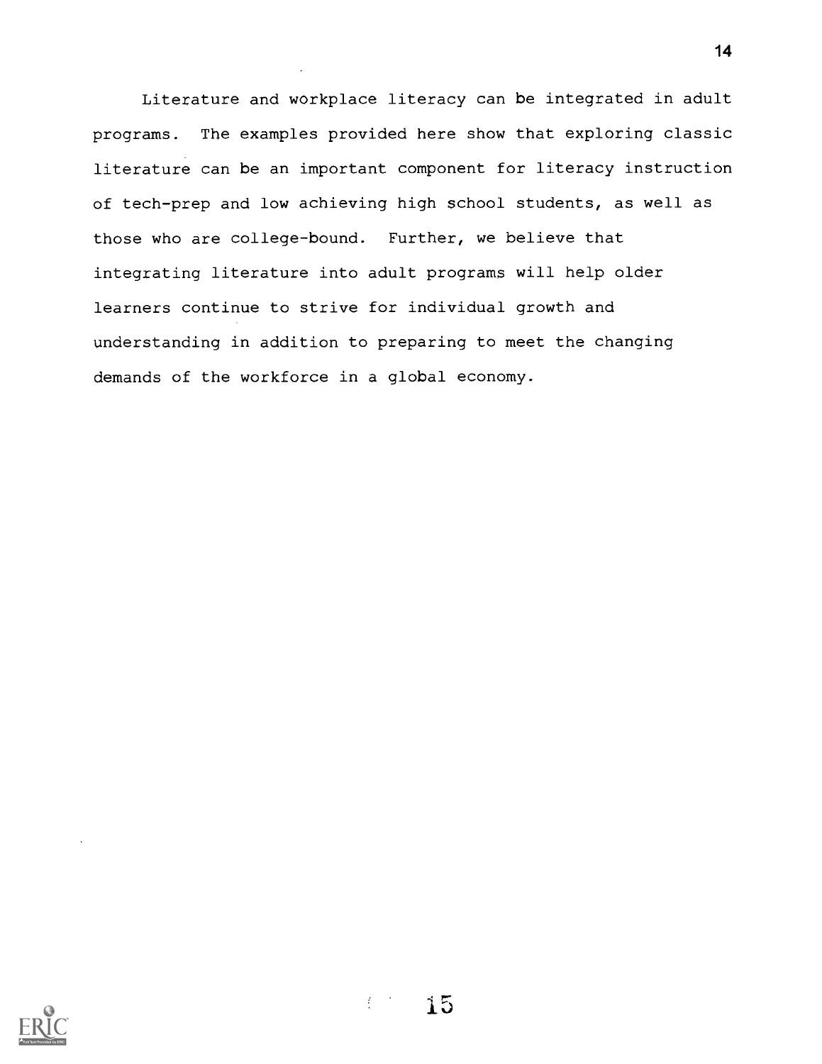Literature and workplace literacy can be integrated in adult programs. The examples provided here show that exploring classic literature can be an important component for literacy instruction of tech-prep and low achieving high school students, as well as those who are college-bound. Further, we believe that integrating literature into adult programs will help older learners continue to strive for individual growth and understanding in addition to preparing to meet the changing demands of the workforce in a global economy.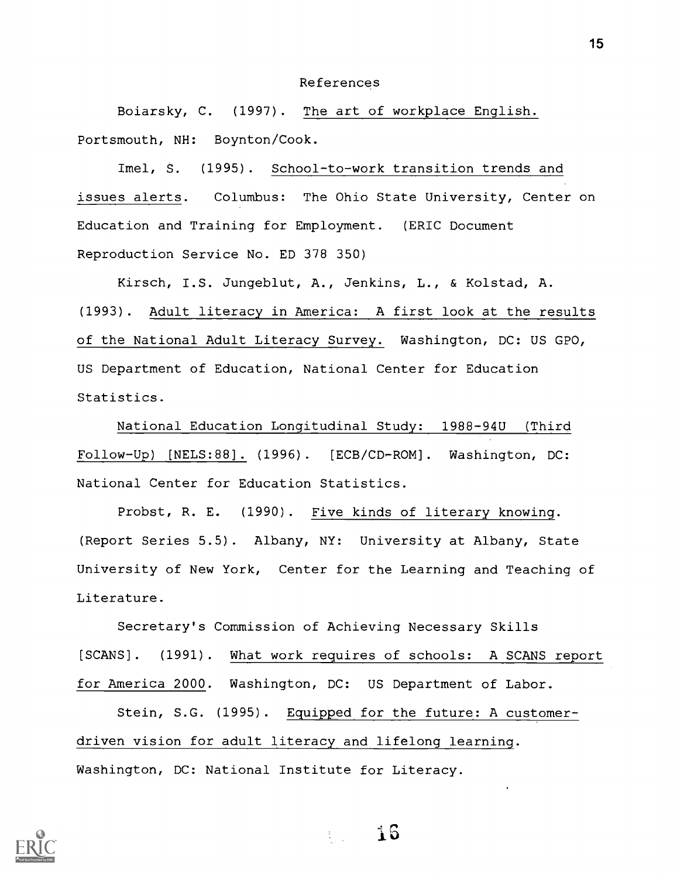## References

Boiarsky, C. (1997). The art of workplace English. Portsmouth, NH: Boynton/Cook.

Imel, S. (1995). School-to-work transition trends and issues alerts. Columbus: The Ohio State University, Center on Education and Training for Employment. (ERIC Document Reproduction Service No. ED 378 350)

Kirsch, I.S. Jungeblut, A., Jenkins, L., & Kolstad, A. (1993). Adult literacy in America: A first look at the results of the National Adult Literacy Survey. Washington, DC: US GPO, US Department of Education, National Center for Education Statistics.

National Education Longitudinal Study: 1988-94U (Third Follow-Up) [NELS:88]. (1996). [ECB/CD-ROM]. Washington, DC: National Center for Education Statistics.

Probst, R. E. (1990). Five kinds of literary knowing. (Report Series 5.5). Albany, NY: University at Albany, State University of New York, Center for the Learning and Teaching of Literature.

Secretary's Commission of Achieving Necessary Skills [SCANS]. (1991). What work requires of schools: A SCANS report for America 2000. Washington, DC: US Department of Labor.

Stein, S.G. (1995). Equipped for the future: A customer-driven vision for adult literacy and lifelong learning. Washington, DC: National Institute for Literacy.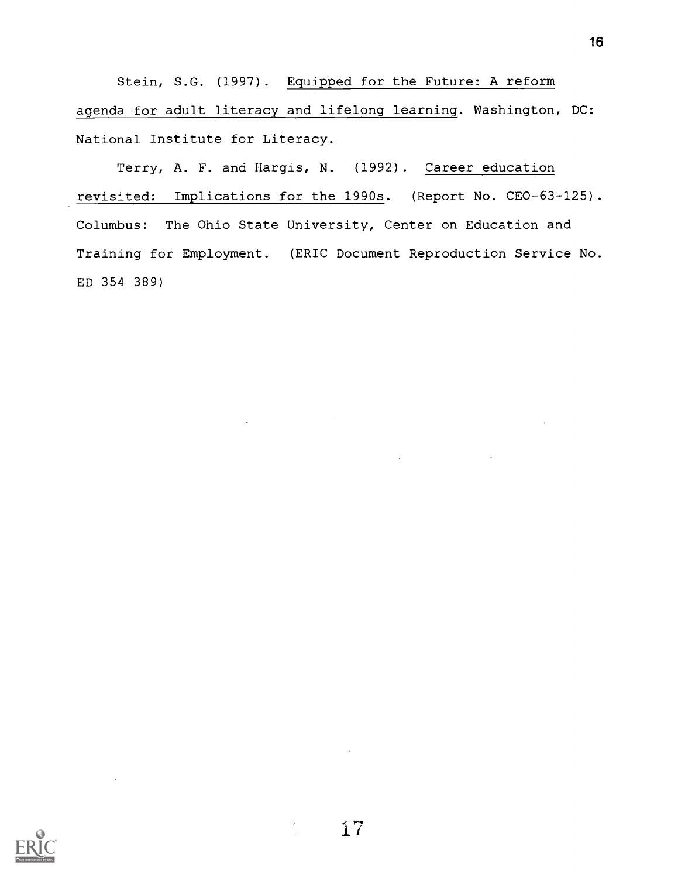Stein, S.G. (1997). Equipped for the Future: A reform agenda for adult literacy and lifelong learning. Washington, DC: National Institute for Literacy.

Terry, A. F. and Hargis, N. (1992). Career education revisited: Implications for the 1990s. (Report No. CEO-63-125). Columbus: The Ohio State University, Center on Education and Training for Employment. (ERIC Document Reproduction Service No. ED 354 389)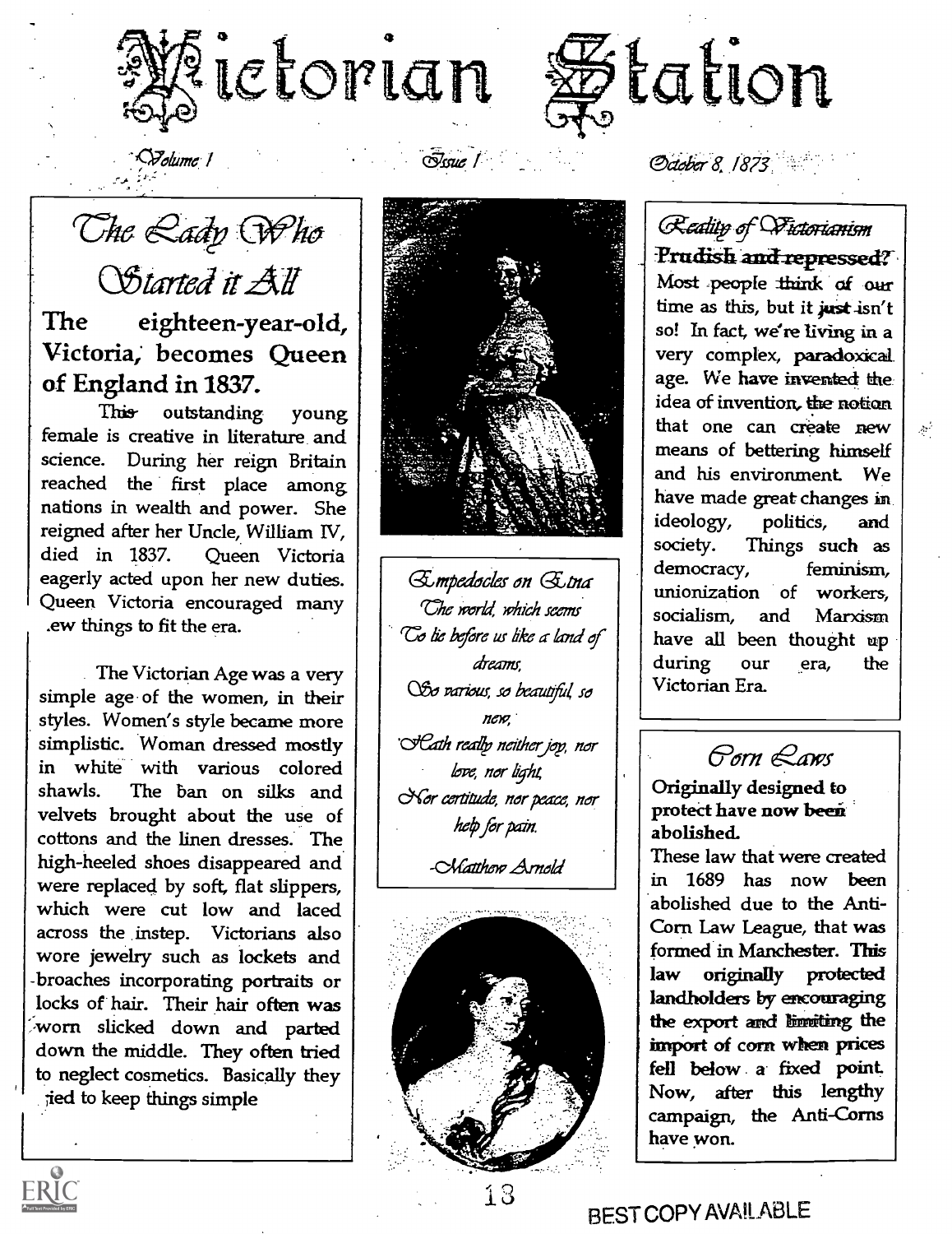# Victorian Station

Volume 1 | Issue 1 | October 8, 1873

## The Lady Who Started it All

**The eighteen-year-old, Victoria, becomes Queen of England in 1837.**

This outstanding young female is creative in literature and science. During her reign Britain reached the first place among nations in wealth and power. She reigned after her Uncle, William IV, died in 1837. Queen Victoria eagerly acted upon her new duties. Queen Victoria encouraged many .ew things to fit the era.

The Victorian Age was a very simple age of the women, in their styles. Women's style became more simplistic. Woman dressed mostly in white with various colored shawls. The ban on silks and velvets brought about the use of cottons and the linen dresses. The high-heeled shoes disappeared and were replaced by soft, flat slippers, which were cut low and laced across the instep. Victorians also wore jewelry such as lockets and broaches incorporating portraits or locks of hair. Their hair often was worn slicked down and parted down the middle. They often tried to neglect cosmetics. Basically they ;ied to keep things simple

*Empedocles on Etna*

*The world, which seems*
*To lie before us like a land of dreams,*
*So various, so beautiful, so new,*
*Hath really neither joy, nor love, nor light,*
*Nor certitude, nor peace, nor help for pain.*

*-Matthew Arnold*

## Reality of Victorianism

**Prudish and repressed?**

Most people think of our time as this, but it just isn't so! In fact, we're living in a very complex, paradoxical age. We have invented the idea of invention, the notion that one can create new means of bettering himself and his environment. We have made great changes in ideology, politics, and society. Things such as democracy, feminism, unionization of workers, socialism, and Marxism have all been thought up during our era, the Victorian Era.

## Corn Laws

**Originally designed to protect have now been abolished.**

These law that were created in 1689 has now been abolished due to the Anti-Corn Law League, that was formed in Manchester. This law originally protected landholders by encouraging the export and limiting the import of corn when prices fell below a fixed point. Now, after this lengthy campaign, the Anti-Corns have won.

BEST COPY AVAILABLE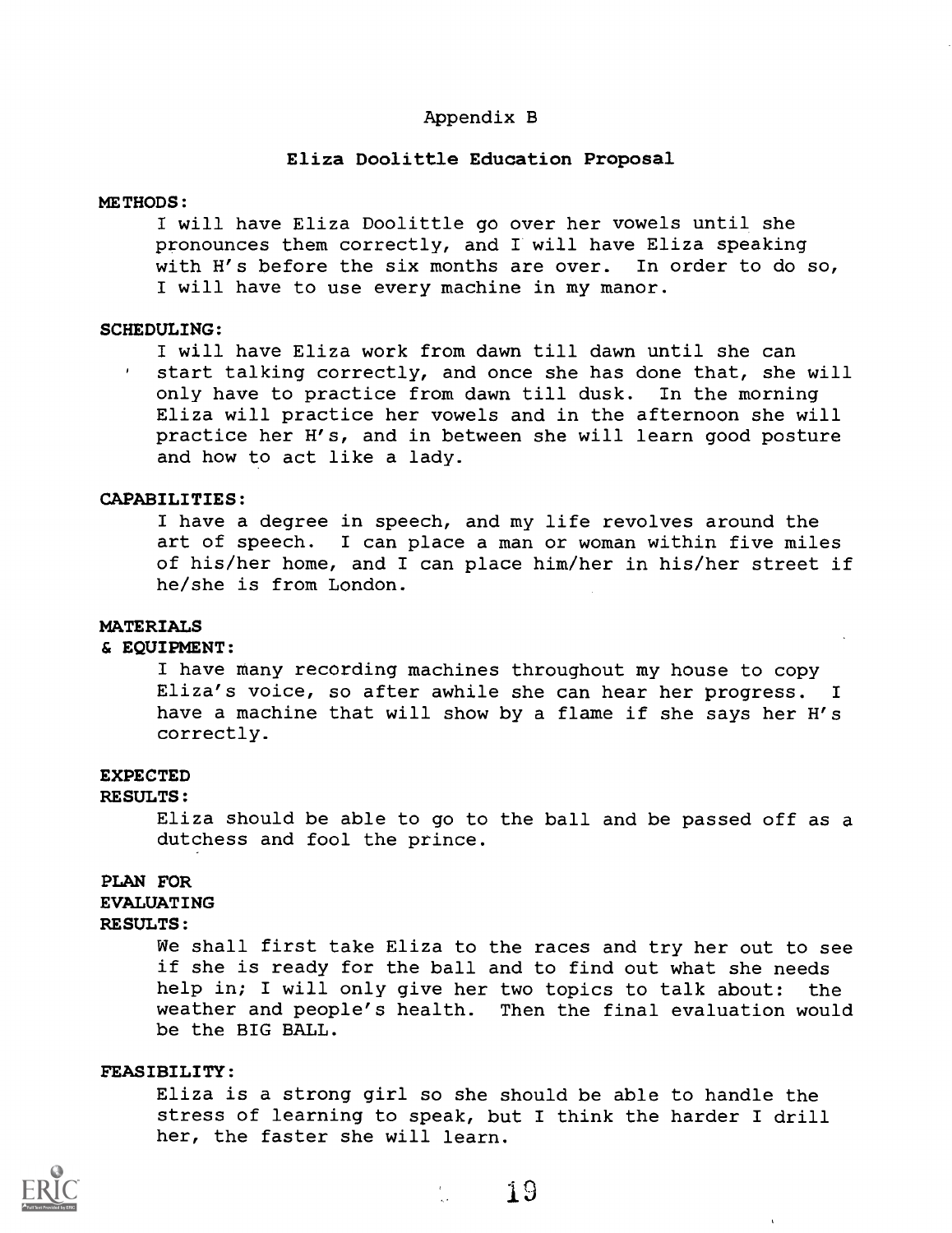# Appendix B

## Eliza Doolittle Education Proposal

**METHODS:**

I will have Eliza Doolittle go over her vowels until she pronounces them correctly, and I will have Eliza speaking with H's before the six months are over. In order to do so, I will have to use every machine in my manor.

**SCHEDULING:**

I will have Eliza work from dawn till dawn until she can start talking correctly, and once she has done that, she will only have to practice from dawn till dusk. In the morning Eliza will practice her vowels and in the afternoon she will practice her H's, and in between she will learn good posture and how to act like a lady.

**CAPABILITIES:**

I have a degree in speech, and my life revolves around the art of speech. I can place a man or woman within five miles of his/her home, and I can place him/her in his/her street if he/she is from London.

**MATERIALS & EQUIPMENT:**

I have many recording machines throughout my house to copy Eliza's voice, so after awhile she can hear her progress. I have a machine that will show by a flame if she says her H's correctly.

**EXPECTED RESULTS:**

Eliza should be able to go to the ball and be passed off as a dutchess and fool the prince.

**PLAN FOR EVALUATING RESULTS:**

We shall first take Eliza to the races and try her out to see if she is ready for the ball and to find out what she needs help in; I will only give her two topics to talk about: the weather and people's health. Then the final evaluation would be the BIG BALL.

**FEASIBILITY:**

Eliza is a strong girl so she should be able to handle the stress of learning to speak, but I think the harder I drill her, the faster she will learn.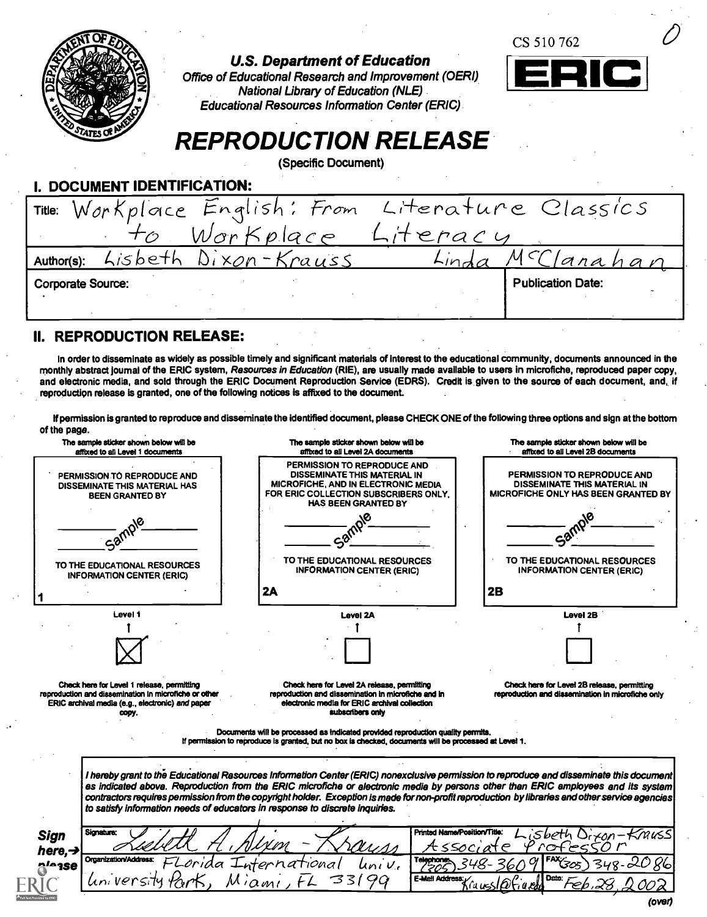CS 510 762

**U.S. Department of Education**
*Office of Educational Research and Improvement (OERI)*
*National Library of Education (NLE)*
*Educational Resources Information Center (ERIC)*

ERIC

# REPRODUCTION RELEASE

(Specific Document)

## I. DOCUMENT IDENTIFICATION:

| | |
|---|---|
| Title: Workplace English: From Literature Classics to Workplace Literacy | |
| Author(s): Lisbeth Dixon-Krauss    Linda McClanahan | |
| Corporate Source: | Publication Date: |

## II. REPRODUCTION RELEASE:

In order to disseminate as widely as possible timely and significant materials of interest to the educational community, documents announced in the monthly abstract journal of the ERIC system, *Resources in Education* (RIE), are usually made available to users in microfiche, reproduced paper copy, and electronic media, and sold through the ERIC Document Reproduction Service (EDRS). Credit is given to the source of each document, and, if reproduction release is granted, one of the following notices is affixed to the document.

If permission is granted to reproduce and disseminate the identified document, please CHECK ONE of the following three options and sign at the bottom of the page.

| The sample sticker shown below will be affixed to all Level 1 documents | The sample sticker shown below will be affixed to all Level 2A documents | The sample sticker shown below will be affixed to all Level 2B documents |
|---|---|---|
| PERMISSION TO REPRODUCE AND DISSEMINATE THIS MATERIAL HAS BEEN GRANTED BY ____ Sample ____ TO THE EDUCATIONAL RESOURCES INFORMATION CENTER (ERIC) | PERMISSION TO REPRODUCE AND DISSEMINATE THIS MATERIAL IN MICROFICHE, AND IN ELECTRONIC MEDIA FOR ERIC COLLECTION SUBSCRIBERS ONLY, HAS BEEN GRANTED BY ____ Sample ____ TO THE EDUCATIONAL RESOURCES INFORMATION CENTER (ERIC) | PERMISSION TO REPRODUCE AND DISSEMINATE THIS MATERIAL IN MICROFICHE ONLY HAS BEEN GRANTED BY ____ Sample ____ TO THE EDUCATIONAL RESOURCES INFORMATION CENTER (ERIC) |
| 1 | 2A | 2B |
| Level 1 | Level 2A | Level 2B |
| [X] | [ ] | [ ] |
| Check here for Level 1 release, permitting reproduction and dissemination in microfiche or other ERIC archival media (e.g., electronic) *and* paper copy. | Check here for Level 2A release, permitting reproduction and dissemination in microfiche and in electronic media for ERIC archival collection subscribers only | Check here for Level 2B release, permitting reproduction and dissemination in microfiche only |

Documents will be processed as indicated provided reproduction quality permits.
If permission to reproduce is granted, but no box is checked, documents will be processed at Level 1.

*I hereby grant to the Educational Resources Information Center (ERIC) nonexclusive permission to reproduce and disseminate this document as indicated above. Reproduction from the ERIC microfiche or electronic media by persons other than ERIC employees and its system contractors requires permission from the copyright holder. Exception is made for non-profit reproduction by libraries and other service agencies to satisfy information needs of educators in response to discrete inquiries.*

**Sign here, → please**

| | |
|---|---|
| Signature: Lisbeth A. Dixon-Krauss | Printed Name/Position/Title: Lisbeth Dixon-Krauss Associate Professor |
| Organization/Address: Florida International Univ. University Park, Miami, FL 33199 | Telephone: (305) 348-3609 FAX: (305) 348-2086 |
| | E-Mail Address: Krauss1@fiu.edu Date: Feb. 28, 2002 |

(over)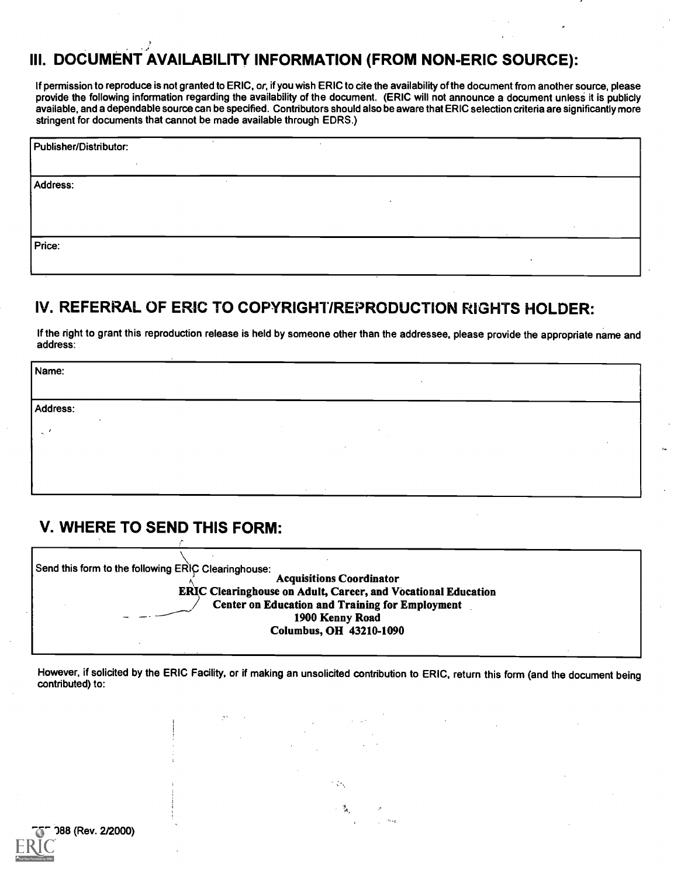## III. DOCUMENT AVAILABILITY INFORMATION (FROM NON-ERIC SOURCE):

If permission to reproduce is not granted to ERIC, or, if you wish ERIC to cite the availability of the document from another source, please provide the following information regarding the availability of the document. (ERIC will not announce a document unless it is publicly available, and a dependable source can be specified. Contributors should also be aware that ERIC selection criteria are significantly more stringent for documents that cannot be made available through EDRS.)

| |
|---|
| Publisher/Distributor: |
| Address: |
| Price: |

## IV. REFERRAL OF ERIC TO COPYRIGHT/REPRODUCTION RIGHTS HOLDER:

If the right to grant this reproduction release is held by someone other than the addressee, please provide the appropriate name and address:

| |
|---|
| Name: |
| Address: |

## V. WHERE TO SEND THIS FORM:

Send this form to the following ERIC Clearinghouse:

**Acquisitions Coordinator**
**ERIC Clearinghouse on Adult, Career, and Vocational Education**
**Center on Education and Training for Employment**
**1900 Kenny Road**
**Columbus, OH 43210-1090**

However, if solicited by the ERIC Facility, or if making an unsolicited contribution to ERIC, return this form (and the document being contributed) to:

088 (Rev. 2/2000)